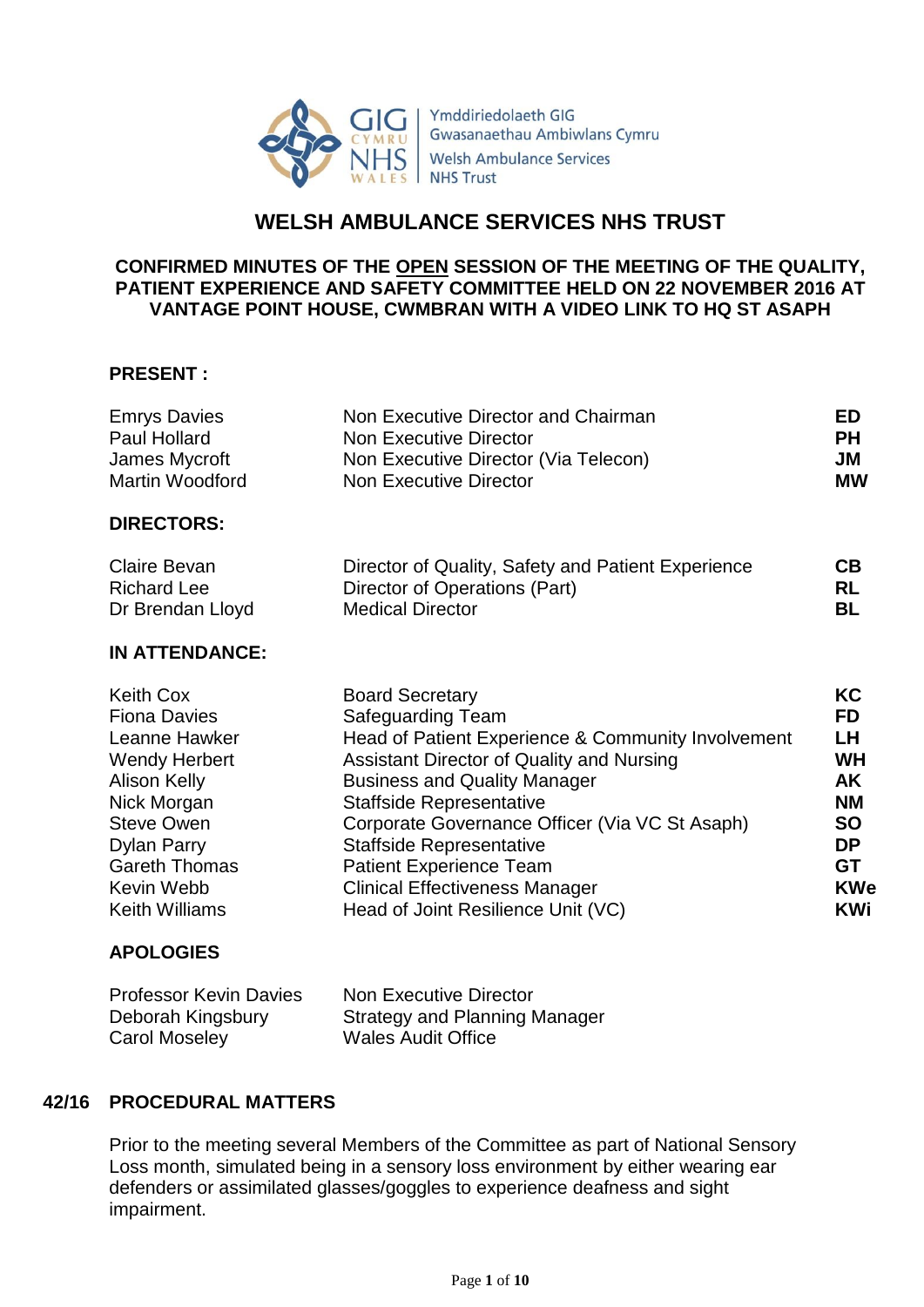Ymddiriedolaeth GIG Gwasanaethau Ambiwlans Cymru
Welsh Ambulance Services NHS Trust

# WELSH AMBULANCE SERVICES NHS TRUST

## CONFIRMED MINUTES OF THE OPEN SESSION OF THE MEETING OF THE QUALITY, PATIENT EXPERIENCE AND SAFETY COMMITTEE HELD ON 22 NOVEMBER 2016 AT VANTAGE POINT HOUSE, CWMBRAN WITH A VIDEO LINK TO HQ ST ASAPH

**PRESENT :**

| | | |
|---|---|---|
| Emrys Davies | Non Executive Director and Chairman | **ED** |
| Paul Hollard | Non Executive Director | **PH** |
| James Mycroft | Non Executive Director (Via Telecon) | **JM** |
| Martin Woodford | Non Executive Director | **MW** |

**DIRECTORS:**

| | | |
|---|---|---|
| Claire Bevan | Director of Quality, Safety and Patient Experience | **CB** |
| Richard Lee | Director of Operations (Part) | **RL** |
| Dr Brendan Lloyd | Medical Director | **BL** |

**IN ATTENDANCE:**

| | | |
|---|---|---|
| Keith Cox | Board Secretary | **KC** |
| Fiona Davies | Safeguarding Team | **FD** |
| Leanne Hawker | Head of Patient Experience & Community Involvement | **LH** |
| Wendy Herbert | Assistant Director of Quality and Nursing | **WH** |
| Alison Kelly | Business and Quality Manager | **AK** |
| Nick Morgan | Staffside Representative | **NM** |
| Steve Owen | Corporate Governance Officer (Via VC St Asaph) | **SO** |
| Dylan Parry | Staffside Representative | **DP** |
| Gareth Thomas | Patient Experience Team | **GT** |
| Kevin Webb | Clinical Effectiveness Manager | **KWe** |
| Keith Williams | Head of Joint Resilience Unit (VC) | **KWi** |

**APOLOGIES**

| | |
|---|---|
| Professor Kevin Davies | Non Executive Director |
| Deborah Kingsbury | Strategy and Planning Manager |
| Carol Moseley | Wales Audit Office |

**42/16 PROCEDURAL MATTERS**

Prior to the meeting several Members of the Committee as part of National Sensory Loss month, simulated being in a sensory loss environment by either wearing ear defenders or assimilated glasses/goggles to experience deafness and sight impairment.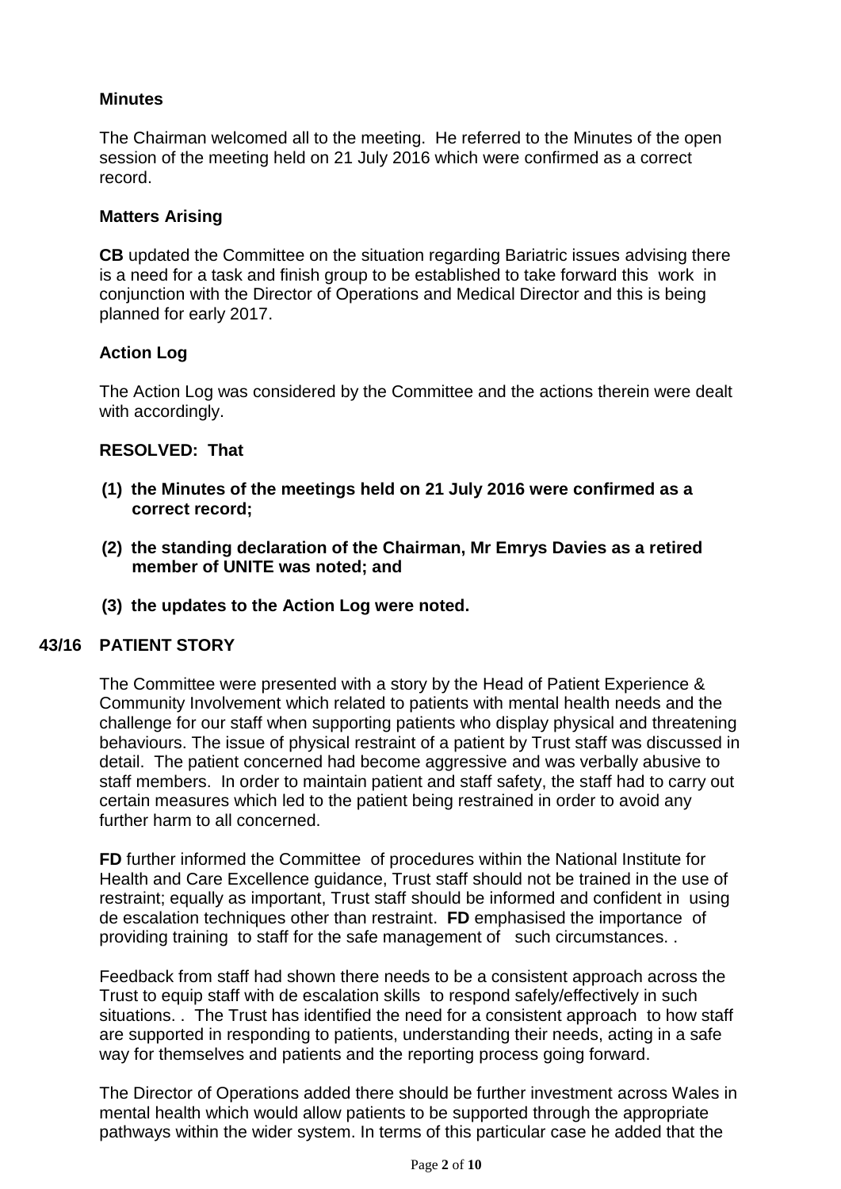**Minutes**

The Chairman welcomed all to the meeting. He referred to the Minutes of the open session of the meeting held on 21 July 2016 which were confirmed as a correct record.

**Matters Arising**

**CB** updated the Committee on the situation regarding Bariatric issues advising there is a need for a task and finish group to be established to take forward this work in conjunction with the Director of Operations and Medical Director and this is being planned for early 2017.

**Action Log**

The Action Log was considered by the Committee and the actions therein were dealt with accordingly.

**RESOLVED: That**

**(1) the Minutes of the meetings held on 21 July 2016 were confirmed as a correct record;**

**(2) the standing declaration of the Chairman, Mr Emrys Davies as a retired member of UNITE was noted; and**

**(3) the updates to the Action Log were noted.**

## 43/16 PATIENT STORY

The Committee were presented with a story by the Head of Patient Experience & Community Involvement which related to patients with mental health needs and the challenge for our staff when supporting patients who display physical and threatening behaviours. The issue of physical restraint of a patient by Trust staff was discussed in detail. The patient concerned had become aggressive and was verbally abusive to staff members. In order to maintain patient and staff safety, the staff had to carry out certain measures which led to the patient being restrained in order to avoid any further harm to all concerned.

**FD** further informed the Committee of procedures within the National Institute for Health and Care Excellence guidance, Trust staff should not be trained in the use of restraint; equally as important, Trust staff should be informed and confident in using de escalation techniques other than restraint. **FD** emphasised the importance of providing training to staff for the safe management of such circumstances. .

Feedback from staff had shown there needs to be a consistent approach across the Trust to equip staff with de escalation skills to respond safely/effectively in such situations. . The Trust has identified the need for a consistent approach to how staff are supported in responding to patients, understanding their needs, acting in a safe way for themselves and patients and the reporting process going forward.

The Director of Operations added there should be further investment across Wales in mental health which would allow patients to be supported through the appropriate pathways within the wider system. In terms of this particular case he added that the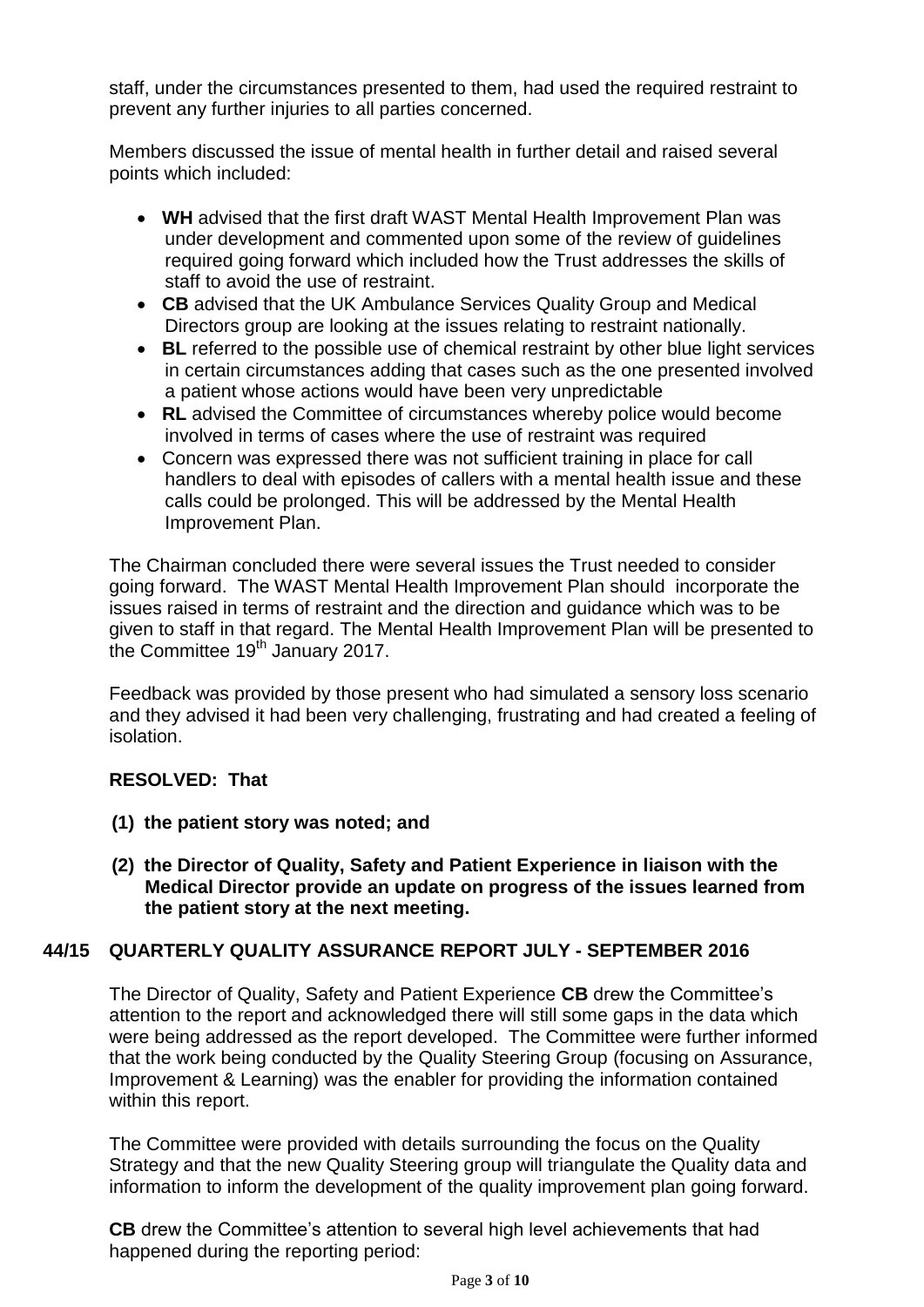staff, under the circumstances presented to them, had used the required restraint to prevent any further injuries to all parties concerned.

Members discussed the issue of mental health in further detail and raised several points which included:

- **WH** advised that the first draft WAST Mental Health Improvement Plan was under development and commented upon some of the review of guidelines required going forward which included how the Trust addresses the skills of staff to avoid the use of restraint.
- **CB** advised that the UK Ambulance Services Quality Group and Medical Directors group are looking at the issues relating to restraint nationally.
- **BL** referred to the possible use of chemical restraint by other blue light services in certain circumstances adding that cases such as the one presented involved a patient whose actions would have been very unpredictable
- **RL** advised the Committee of circumstances whereby police would become involved in terms of cases where the use of restraint was required
- Concern was expressed there was not sufficient training in place for call handlers to deal with episodes of callers with a mental health issue and these calls could be prolonged. This will be addressed by the Mental Health Improvement Plan.

The Chairman concluded there were several issues the Trust needed to consider going forward. The WAST Mental Health Improvement Plan should incorporate the issues raised in terms of restraint and the direction and guidance which was to be given to staff in that regard. The Mental Health Improvement Plan will be presented to the Committee 19th January 2017.

Feedback was provided by those present who had simulated a sensory loss scenario and they advised it had been very challenging, frustrating and had created a feeling of isolation.

**RESOLVED: That**

**(1) the patient story was noted; and**

**(2) the Director of Quality, Safety and Patient Experience in liaison with the Medical Director provide an update on progress of the issues learned from the patient story at the next meeting.**

## 44/15 QUARTERLY QUALITY ASSURANCE REPORT JULY - SEPTEMBER 2016

The Director of Quality, Safety and Patient Experience **CB** drew the Committee's attention to the report and acknowledged there will still some gaps in the data which were being addressed as the report developed. The Committee were further informed that the work being conducted by the Quality Steering Group (focusing on Assurance, Improvement & Learning) was the enabler for providing the information contained within this report.

The Committee were provided with details surrounding the focus on the Quality Strategy and that the new Quality Steering group will triangulate the Quality data and information to inform the development of the quality improvement plan going forward.

**CB** drew the Committee's attention to several high level achievements that had happened during the reporting period: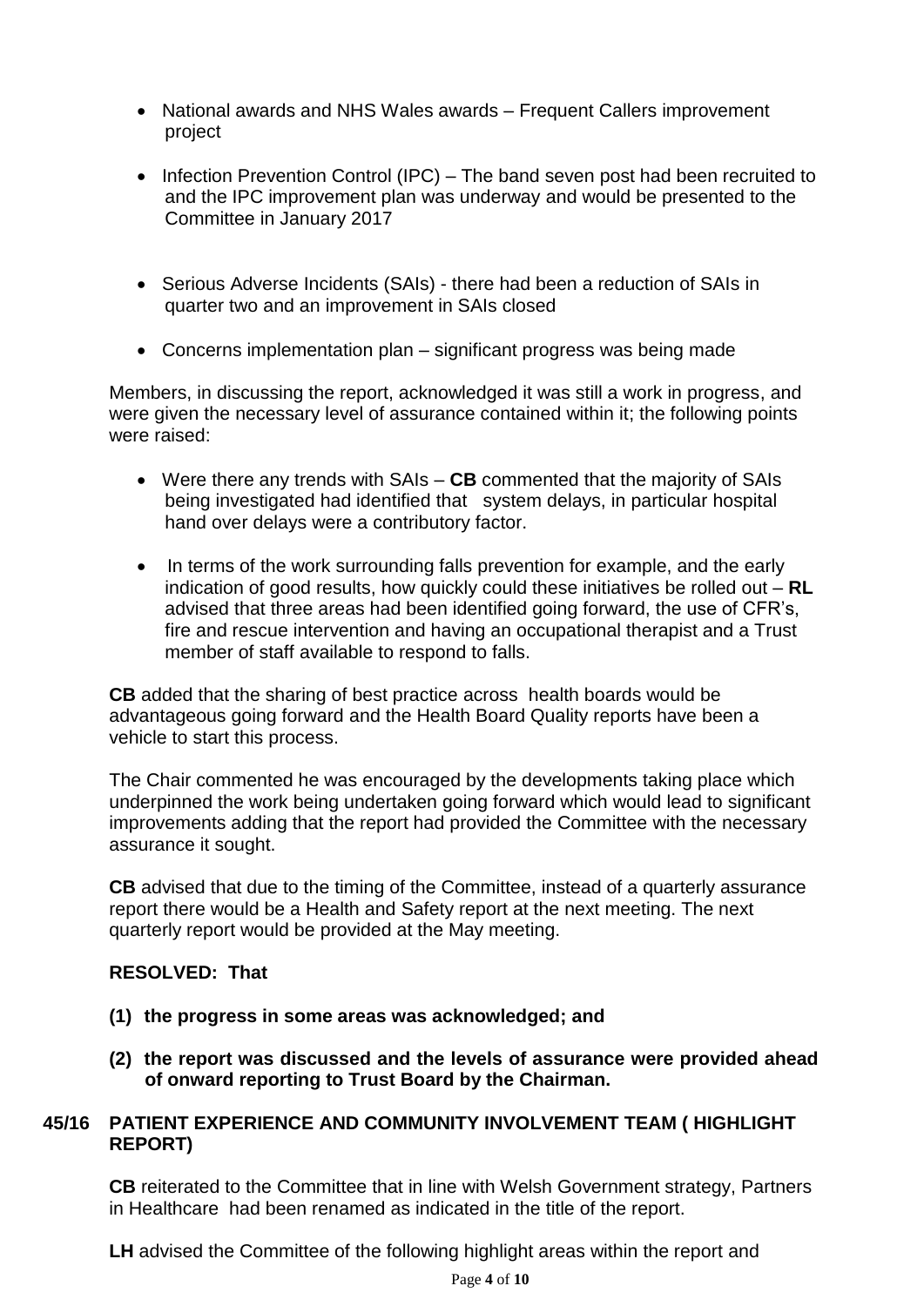- National awards and NHS Wales awards – Frequent Callers improvement project

- Infection Prevention Control (IPC) – The band seven post had been recruited to and the IPC improvement plan was underway and would be presented to the Committee in January 2017

- Serious Adverse Incidents (SAIs) - there had been a reduction of SAIs in quarter two and an improvement in SAIs closed

- Concerns implementation plan – significant progress was being made

Members, in discussing the report, acknowledged it was still a work in progress, and were given the necessary level of assurance contained within it; the following points were raised:

- Were there any trends with SAIs – **CB** commented that the majority of SAIs being investigated had identified that system delays, in particular hospital hand over delays were a contributory factor.

- In terms of the work surrounding falls prevention for example, and the early indication of good results, how quickly could these initiatives be rolled out – **RL** advised that three areas had been identified going forward, the use of CFR's, fire and rescue intervention and having an occupational therapist and a Trust member of staff available to respond to falls.

**CB** added that the sharing of best practice across health boards would be advantageous going forward and the Health Board Quality reports have been a vehicle to start this process.

The Chair commented he was encouraged by the developments taking place which underpinned the work being undertaken going forward which would lead to significant improvements adding that the report had provided the Committee with the necessary assurance it sought.

**CB** advised that due to the timing of the Committee, instead of a quarterly assurance report there would be a Health and Safety report at the next meeting. The next quarterly report would be provided at the May meeting.

**RESOLVED: That**

**(1) the progress in some areas was acknowledged; and**

**(2) the report was discussed and the levels of assurance were provided ahead of onward reporting to Trust Board by the Chairman.**

## 45/16 PATIENT EXPERIENCE AND COMMUNITY INVOLVEMENT TEAM ( HIGHLIGHT REPORT)

**CB** reiterated to the Committee that in line with Welsh Government strategy, Partners in Healthcare had been renamed as indicated in the title of the report.

**LH** advised the Committee of the following highlight areas within the report and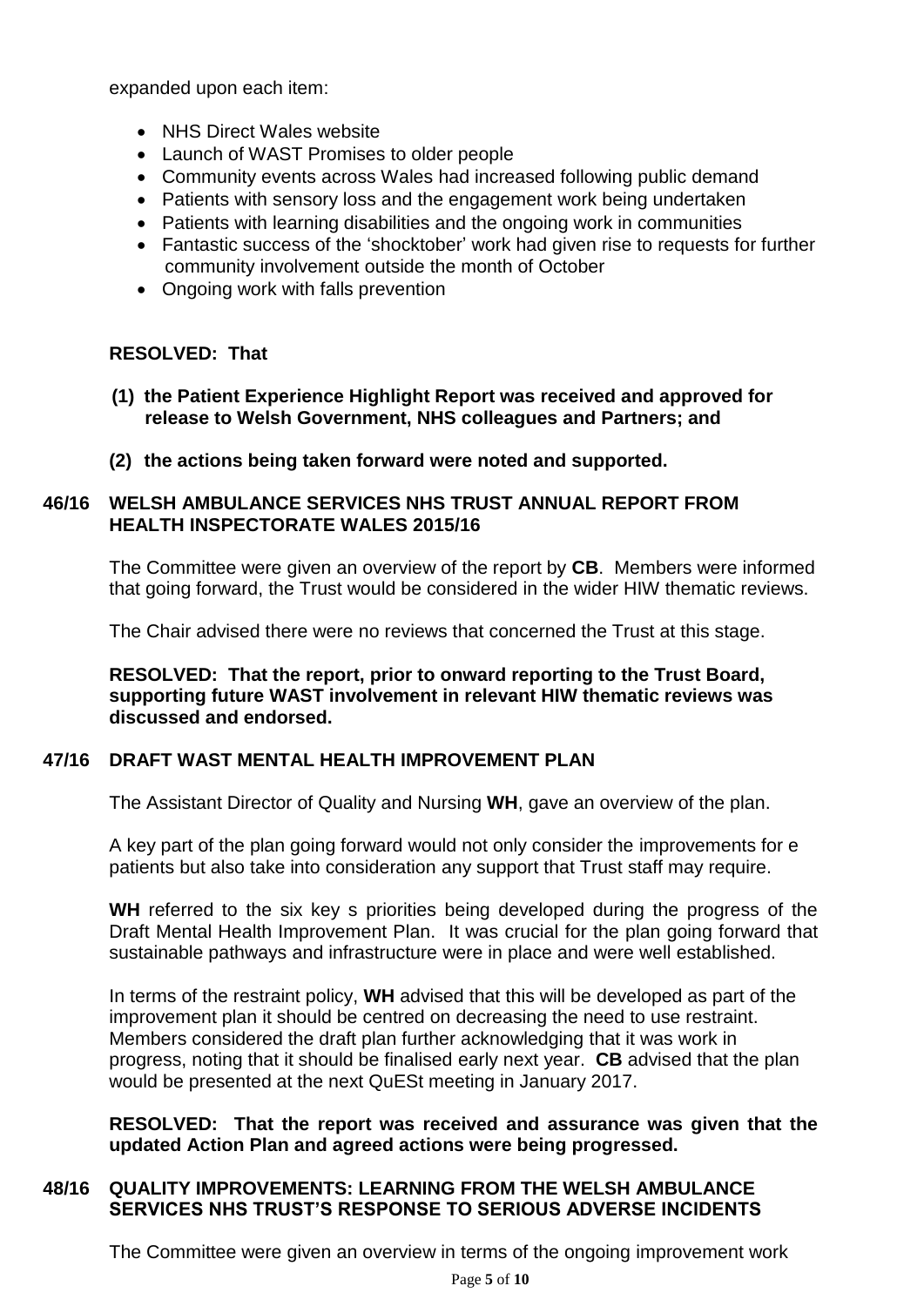expanded upon each item:

- NHS Direct Wales website
- Launch of WAST Promises to older people
- Community events across Wales had increased following public demand
- Patients with sensory loss and the engagement work being undertaken
- Patients with learning disabilities and the ongoing work in communities
- Fantastic success of the 'shocktober' work had given rise to requests for further community involvement outside the month of October
- Ongoing work with falls prevention

**RESOLVED: That**

**(1) the Patient Experience Highlight Report was received and approved for release to Welsh Government, NHS colleagues and Partners; and**

**(2) the actions being taken forward were noted and supported.**

## 46/16 WELSH AMBULANCE SERVICES NHS TRUST ANNUAL REPORT FROM HEALTH INSPECTORATE WALES 2015/16

The Committee were given an overview of the report by **CB**. Members were informed that going forward, the Trust would be considered in the wider HIW thematic reviews.

The Chair advised there were no reviews that concerned the Trust at this stage.

**RESOLVED: That the report, prior to onward reporting to the Trust Board, supporting future WAST involvement in relevant HIW thematic reviews was discussed and endorsed.**

## 47/16 DRAFT WAST MENTAL HEALTH IMPROVEMENT PLAN

The Assistant Director of Quality and Nursing **WH**, gave an overview of the plan.

A key part of the plan going forward would not only consider the improvements for e patients but also take into consideration any support that Trust staff may require.

**WH** referred to the six key s priorities being developed during the progress of the Draft Mental Health Improvement Plan. It was crucial for the plan going forward that sustainable pathways and infrastructure were in place and were well established.

In terms of the restraint policy, **WH** advised that this will be developed as part of the improvement plan it should be centred on decreasing the need to use restraint. Members considered the draft plan further acknowledging that it was work in progress, noting that it should be finalised early next year. **CB** advised that the plan would be presented at the next QuESt meeting in January 2017.

**RESOLVED: That the report was received and assurance was given that the updated Action Plan and agreed actions were being progressed.**

## 48/16 QUALITY IMPROVEMENTS: LEARNING FROM THE WELSH AMBULANCE SERVICES NHS TRUST'S RESPONSE TO SERIOUS ADVERSE INCIDENTS

The Committee were given an overview in terms of the ongoing improvement work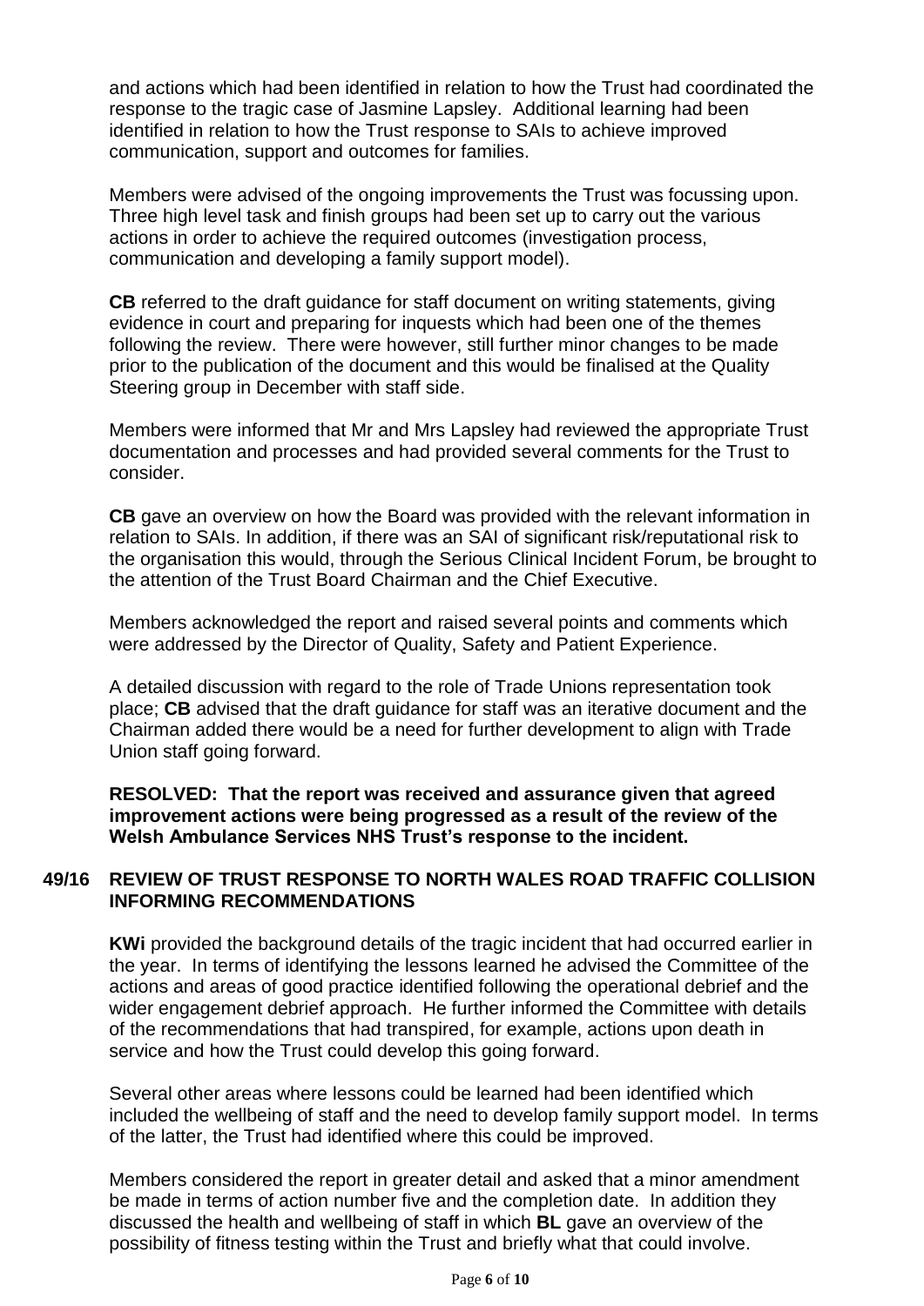and actions which had been identified in relation to how the Trust had coordinated the response to the tragic case of Jasmine Lapsley. Additional learning had been identified in relation to how the Trust response to SAIs to achieve improved communication, support and outcomes for families.

Members were advised of the ongoing improvements the Trust was focussing upon. Three high level task and finish groups had been set up to carry out the various actions in order to achieve the required outcomes (investigation process, communication and developing a family support model).

**CB** referred to the draft guidance for staff document on writing statements, giving evidence in court and preparing for inquests which had been one of the themes following the review. There were however, still further minor changes to be made prior to the publication of the document and this would be finalised at the Quality Steering group in December with staff side.

Members were informed that Mr and Mrs Lapsley had reviewed the appropriate Trust documentation and processes and had provided several comments for the Trust to consider.

**CB** gave an overview on how the Board was provided with the relevant information in relation to SAIs. In addition, if there was an SAI of significant risk/reputational risk to the organisation this would, through the Serious Clinical Incident Forum, be brought to the attention of the Trust Board Chairman and the Chief Executive.

Members acknowledged the report and raised several points and comments which were addressed by the Director of Quality, Safety and Patient Experience.

A detailed discussion with regard to the role of Trade Unions representation took place; **CB** advised that the draft guidance for staff was an iterative document and the Chairman added there would be a need for further development to align with Trade Union staff going forward.

**RESOLVED: That the report was received and assurance given that agreed improvement actions were being progressed as a result of the review of the Welsh Ambulance Services NHS Trust's response to the incident.**

## 49/16 REVIEW OF TRUST RESPONSE TO NORTH WALES ROAD TRAFFIC COLLISION INFORMING RECOMMENDATIONS

**KWi** provided the background details of the tragic incident that had occurred earlier in the year. In terms of identifying the lessons learned he advised the Committee of the actions and areas of good practice identified following the operational debrief and the wider engagement debrief approach. He further informed the Committee with details of the recommendations that had transpired, for example, actions upon death in service and how the Trust could develop this going forward.

Several other areas where lessons could be learned had been identified which included the wellbeing of staff and the need to develop family support model. In terms of the latter, the Trust had identified where this could be improved.

Members considered the report in greater detail and asked that a minor amendment be made in terms of action number five and the completion date. In addition they discussed the health and wellbeing of staff in which **BL** gave an overview of the possibility of fitness testing within the Trust and briefly what that could involve.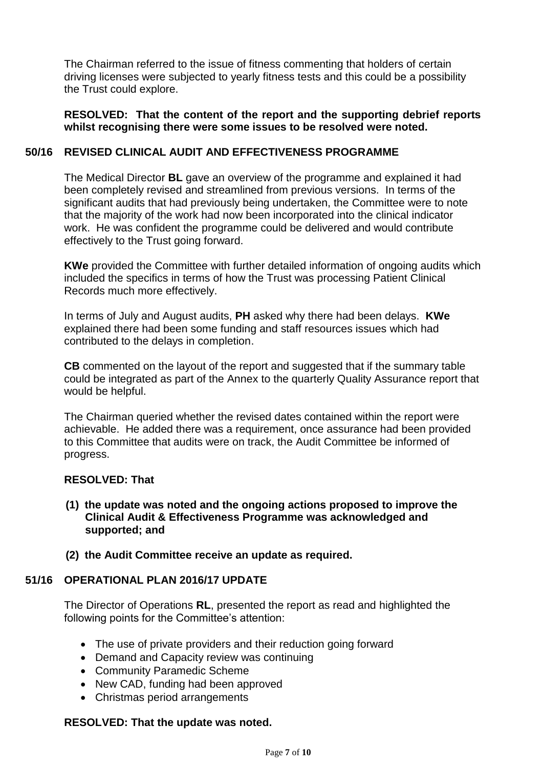The Chairman referred to the issue of fitness commenting that holders of certain driving licenses were subjected to yearly fitness tests and this could be a possibility the Trust could explore.

**RESOLVED: That the content of the report and the supporting debrief reports whilst recognising there were some issues to be resolved were noted.**

## 50/16 REVISED CLINICAL AUDIT AND EFFECTIVENESS PROGRAMME

The Medical Director **BL** gave an overview of the programme and explained it had been completely revised and streamlined from previous versions. In terms of the significant audits that had previously being undertaken, the Committee were to note that the majority of the work had now been incorporated into the clinical indicator work. He was confident the programme could be delivered and would contribute effectively to the Trust going forward.

**KWe** provided the Committee with further detailed information of ongoing audits which included the specifics in terms of how the Trust was processing Patient Clinical Records much more effectively.

In terms of July and August audits, **PH** asked why there had been delays. **KWe** explained there had been some funding and staff resources issues which had contributed to the delays in completion.

**CB** commented on the layout of the report and suggested that if the summary table could be integrated as part of the Annex to the quarterly Quality Assurance report that would be helpful.

The Chairman queried whether the revised dates contained within the report were achievable. He added there was a requirement, once assurance had been provided to this Committee that audits were on track, the Audit Committee be informed of progress.

**RESOLVED: That**

**(1) the update was noted and the ongoing actions proposed to improve the Clinical Audit & Effectiveness Programme was acknowledged and supported; and**

**(2) the Audit Committee receive an update as required.**

## 51/16 OPERATIONAL PLAN 2016/17 UPDATE

The Director of Operations **RL**, presented the report as read and highlighted the following points for the Committee's attention:

- The use of private providers and their reduction going forward
- Demand and Capacity review was continuing
- Community Paramedic Scheme
- New CAD, funding had been approved
- Christmas period arrangements

**RESOLVED: That the update was noted.**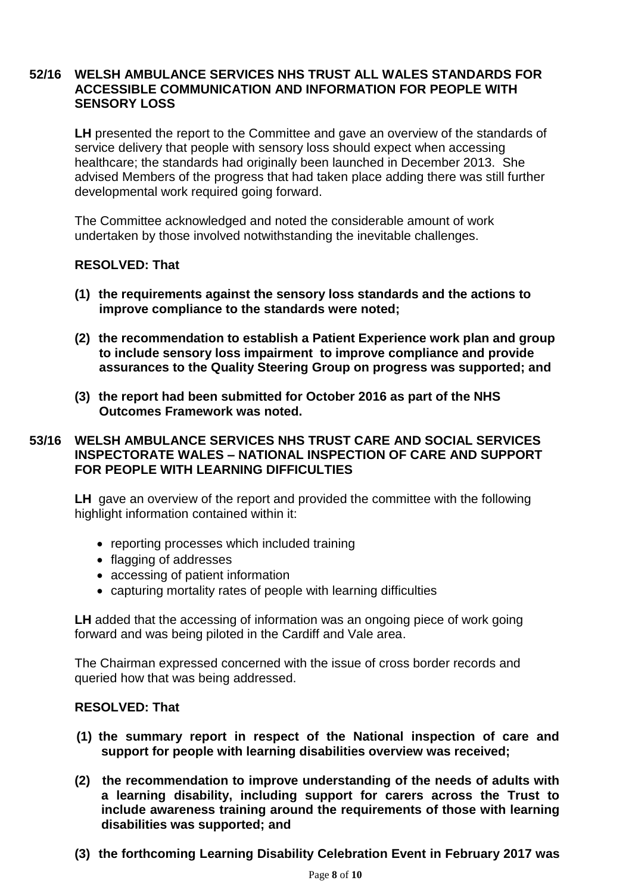**52/16 WELSH AMBULANCE SERVICES NHS TRUST ALL WALES STANDARDS FOR ACCESSIBLE COMMUNICATION AND INFORMATION FOR PEOPLE WITH SENSORY LOSS**

**LH** presented the report to the Committee and gave an overview of the standards of service delivery that people with sensory loss should expect when accessing healthcare; the standards had originally been launched in December 2013. She advised Members of the progress that had taken place adding there was still further developmental work required going forward.

The Committee acknowledged and noted the considerable amount of work undertaken by those involved notwithstanding the inevitable challenges.

**RESOLVED: That**

**(1) the requirements against the sensory loss standards and the actions to improve compliance to the standards were noted;**

**(2) the recommendation to establish a Patient Experience work plan and group to include sensory loss impairment to improve compliance and provide assurances to the Quality Steering Group on progress was supported; and**

**(3) the report had been submitted for October 2016 as part of the NHS Outcomes Framework was noted.**

**53/16 WELSH AMBULANCE SERVICES NHS TRUST CARE AND SOCIAL SERVICES INSPECTORATE WALES – NATIONAL INSPECTION OF CARE AND SUPPORT FOR PEOPLE WITH LEARNING DIFFICULTIES**

**LH** gave an overview of the report and provided the committee with the following highlight information contained within it:

- reporting processes which included training
- flagging of addresses
- accessing of patient information
- capturing mortality rates of people with learning difficulties

**LH** added that the accessing of information was an ongoing piece of work going forward and was being piloted in the Cardiff and Vale area.

The Chairman expressed concerned with the issue of cross border records and queried how that was being addressed.

**RESOLVED: That**

**(1) the summary report in respect of the National inspection of care and support for people with learning disabilities overview was received;**

**(2) the recommendation to improve understanding of the needs of adults with a learning disability, including support for carers across the Trust to include awareness training around the requirements of those with learning disabilities was supported; and**

**(3) the forthcoming Learning Disability Celebration Event in February 2017 was**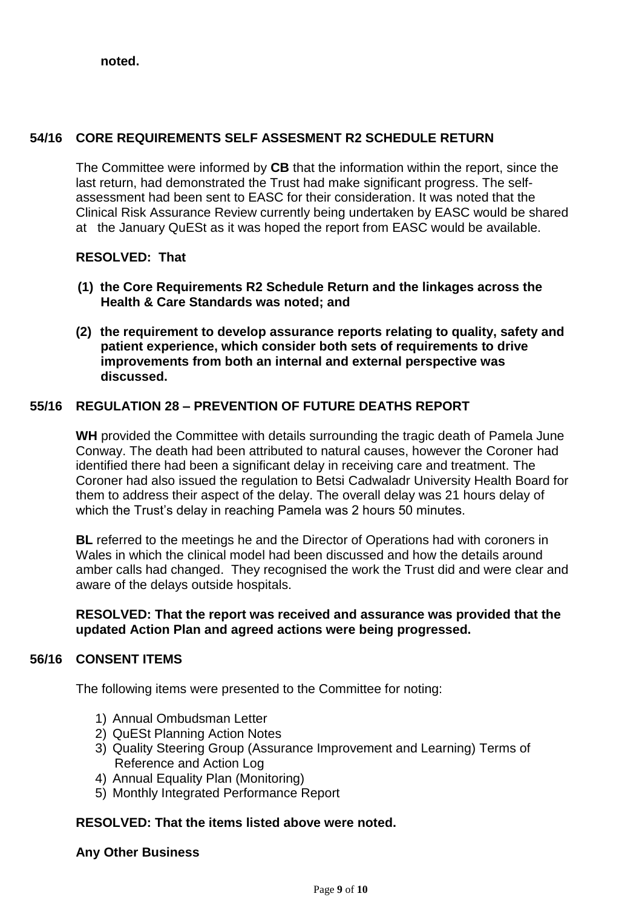**noted.**

## 54/16 CORE REQUIREMENTS SELF ASSESMENT R2 SCHEDULE RETURN

The Committee were informed by **CB** that the information within the report, since the last return, had demonstrated the Trust had make significant progress. The self-assessment had been sent to EASC for their consideration. It was noted that the Clinical Risk Assurance Review currently being undertaken by EASC would be shared at the January QuESt as it was hoped the report from EASC would be available.

**RESOLVED: That**

**(1) the Core Requirements R2 Schedule Return and the linkages across the Health & Care Standards was noted; and**

**(2) the requirement to develop assurance reports relating to quality, safety and patient experience, which consider both sets of requirements to drive improvements from both an internal and external perspective was discussed.**

## 55/16 REGULATION 28 – PREVENTION OF FUTURE DEATHS REPORT

**WH** provided the Committee with details surrounding the tragic death of Pamela June Conway. The death had been attributed to natural causes, however the Coroner had identified there had been a significant delay in receiving care and treatment. The Coroner had also issued the regulation to Betsi Cadwaladr University Health Board for them to address their aspect of the delay. The overall delay was 21 hours delay of which the Trust's delay in reaching Pamela was 2 hours 50 minutes.

**BL** referred to the meetings he and the Director of Operations had with coroners in Wales in which the clinical model had been discussed and how the details around amber calls had changed. They recognised the work the Trust did and were clear and aware of the delays outside hospitals.

**RESOLVED: That the report was received and assurance was provided that the updated Action Plan and agreed actions were being progressed.**

## 56/16 CONSENT ITEMS

The following items were presented to the Committee for noting:

1) Annual Ombudsman Letter
2) QuESt Planning Action Notes
3) Quality Steering Group (Assurance Improvement and Learning) Terms of Reference and Action Log
4) Annual Equality Plan (Monitoring)
5) Monthly Integrated Performance Report

**RESOLVED: That the items listed above were noted.**

**Any Other Business**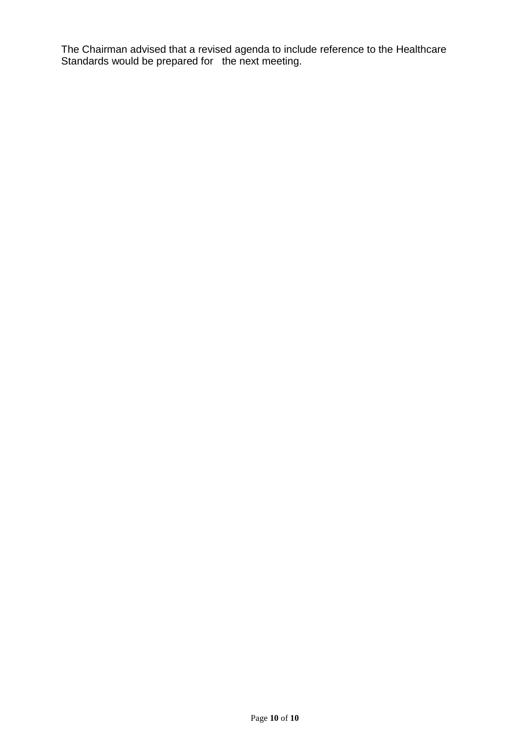The Chairman advised that a revised agenda to include reference to the Healthcare Standards would be prepared for the next meeting.